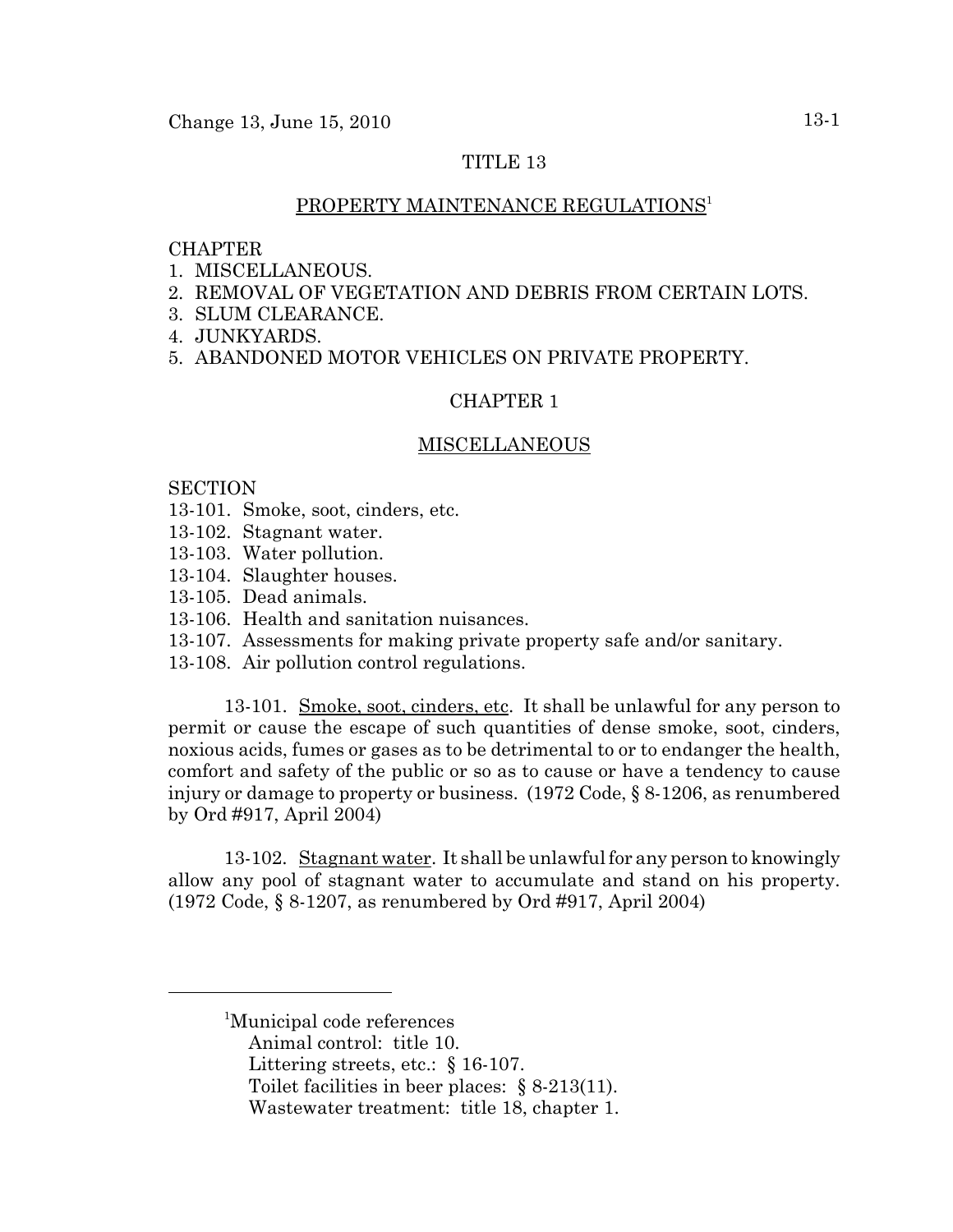# TITLE 13

## PROPERTY MAINTENANCE REGULATIONS[1]

CHAPTER
1. MISCELLANEOUS.
2. REMOVAL OF VEGETATION AND DEBRIS FROM CERTAIN LOTS.
3. SLUM CLEARANCE.
4. JUNKYARDS.
5. ABANDONED MOTOR VEHICLES ON PRIVATE PROPERTY.

## CHAPTER 1

## MISCELLANEOUS

SECTION
13-101. Smoke, soot, cinders, etc.
13-102. Stagnant water.
13-103. Water pollution.
13-104. Slaughter houses.
13-105. Dead animals.
13-106. Health and sanitation nuisances.
13-107. Assessments for making private property safe and/or sanitary.
13-108. Air pollution control regulations.

13-101. Smoke, soot, cinders, etc. It shall be unlawful for any person to permit or cause the escape of such quantities of dense smoke, soot, cinders, noxious acids, fumes or gases as to be detrimental to or to endanger the health, comfort and safety of the public or so as to cause or have a tendency to cause injury or damage to property or business. (1972 Code, § 8-1206, as renumbered by Ord #917, April 2004)

13-102. Stagnant water. It shall be unlawful for any person to knowingly allow any pool of stagnant water to accumulate and stand on his property. (1972 Code, § 8-1207, as renumbered by Ord #917, April 2004)

---

[1]Municipal code references
Animal control: title 10.
Littering streets, etc.: § 16-107.
Toilet facilities in beer places: § 8-213(11).
Wastewater treatment: title 18, chapter 1.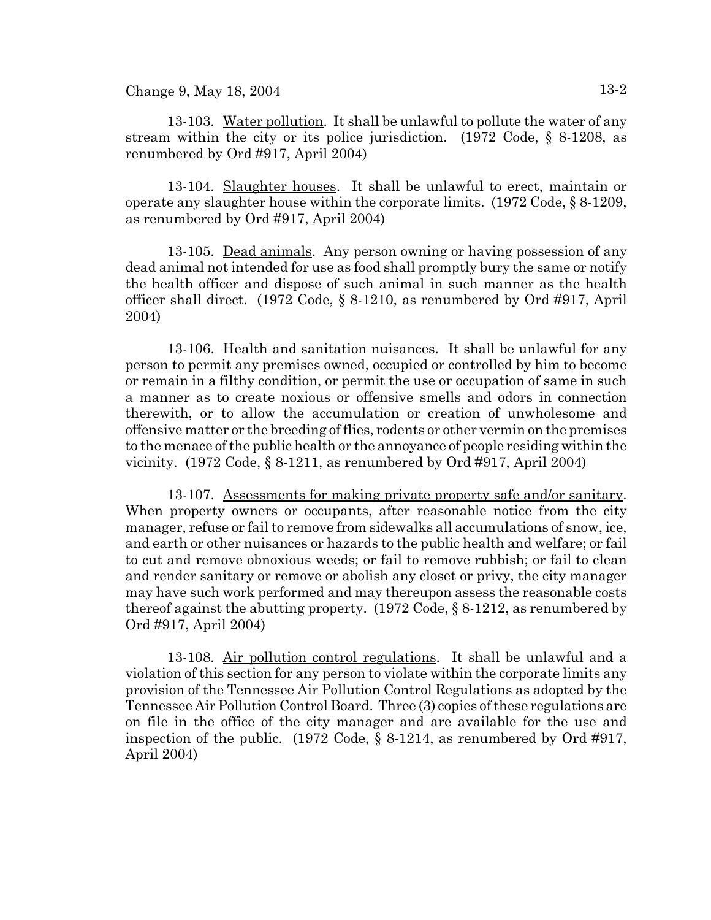13-103. Water pollution. It shall be unlawful to pollute the water of any stream within the city or its police jurisdiction. (1972 Code, § 8-1208, as renumbered by Ord #917, April 2004)

13-104. Slaughter houses. It shall be unlawful to erect, maintain or operate any slaughter house within the corporate limits. (1972 Code, § 8-1209, as renumbered by Ord #917, April 2004)

13-105. Dead animals. Any person owning or having possession of any dead animal not intended for use as food shall promptly bury the same or notify the health officer and dispose of such animal in such manner as the health officer shall direct. (1972 Code, § 8-1210, as renumbered by Ord #917, April 2004)

13-106. Health and sanitation nuisances. It shall be unlawful for any person to permit any premises owned, occupied or controlled by him to become or remain in a filthy condition, or permit the use or occupation of same in such a manner as to create noxious or offensive smells and odors in connection therewith, or to allow the accumulation or creation of unwholesome and offensive matter or the breeding of flies, rodents or other vermin on the premises to the menace of the public health or the annoyance of people residing within the vicinity. (1972 Code, § 8-1211, as renumbered by Ord #917, April 2004)

13-107. Assessments for making private property safe and/or sanitary. When property owners or occupants, after reasonable notice from the city manager, refuse or fail to remove from sidewalks all accumulations of snow, ice, and earth or other nuisances or hazards to the public health and welfare; or fail to cut and remove obnoxious weeds; or fail to remove rubbish; or fail to clean and render sanitary or remove or abolish any closet or privy, the city manager may have such work performed and may thereupon assess the reasonable costs thereof against the abutting property. (1972 Code, § 8-1212, as renumbered by Ord #917, April 2004)

13-108. Air pollution control regulations. It shall be unlawful and a violation of this section for any person to violate within the corporate limits any provision of the Tennessee Air Pollution Control Regulations as adopted by the Tennessee Air Pollution Control Board. Three (3) copies of these regulations are on file in the office of the city manager and are available for the use and inspection of the public. (1972 Code, § 8-1214, as renumbered by Ord #917, April 2004)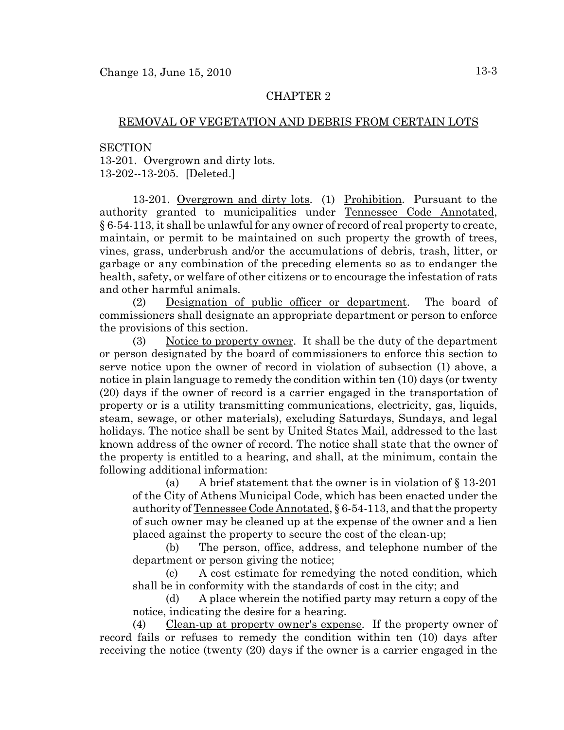## CHAPTER 2

## REMOVAL OF VEGETATION AND DEBRIS FROM CERTAIN LOTS

SECTION
13-201. Overgrown and dirty lots.
13-202--13-205. [Deleted.]

13-201. Overgrown and dirty lots. (1) Prohibition. Pursuant to the authority granted to municipalities under Tennessee Code Annotated, § 6-54-113, it shall be unlawful for any owner of record of real property to create, maintain, or permit to be maintained on such property the growth of trees, vines, grass, underbrush and/or the accumulations of debris, trash, litter, or garbage or any combination of the preceding elements so as to endanger the health, safety, or welfare of other citizens or to encourage the infestation of rats and other harmful animals.

(2) Designation of public officer or department. The board of commissioners shall designate an appropriate department or person to enforce the provisions of this section.

(3) Notice to property owner. It shall be the duty of the department or person designated by the board of commissioners to enforce this section to serve notice upon the owner of record in violation of subsection (1) above, a notice in plain language to remedy the condition within ten (10) days (or twenty (20) days if the owner of record is a carrier engaged in the transportation of property or is a utility transmitting communications, electricity, gas, liquids, steam, sewage, or other materials), excluding Saturdays, Sundays, and legal holidays. The notice shall be sent by United States Mail, addressed to the last known address of the owner of record. The notice shall state that the owner of the property is entitled to a hearing, and shall, at the minimum, contain the following additional information:

(a) A brief statement that the owner is in violation of § 13-201 of the City of Athens Municipal Code, which has been enacted under the authority of Tennessee Code Annotated, § 6-54-113, and that the property of such owner may be cleaned up at the expense of the owner and a lien placed against the property to secure the cost of the clean-up;

(b) The person, office, address, and telephone number of the department or person giving the notice;

(c) A cost estimate for remedying the noted condition, which shall be in conformity with the standards of cost in the city; and

(d) A place wherein the notified party may return a copy of the notice, indicating the desire for a hearing.

(4) Clean-up at property owner's expense. If the property owner of record fails or refuses to remedy the condition within ten (10) days after receiving the notice (twenty (20) days if the owner is a carrier engaged in the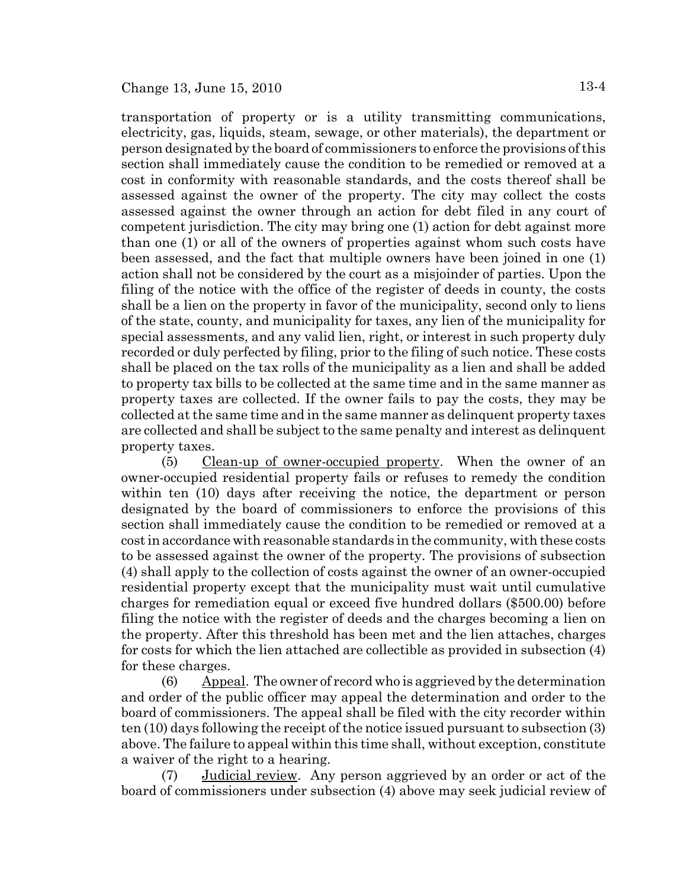transportation of property or is a utility transmitting communications, electricity, gas, liquids, steam, sewage, or other materials), the department or person designated by the board of commissioners to enforce the provisions of this section shall immediately cause the condition to be remedied or removed at a cost in conformity with reasonable standards, and the costs thereof shall be assessed against the owner of the property. The city may collect the costs assessed against the owner through an action for debt filed in any court of competent jurisdiction. The city may bring one (1) action for debt against more than one (1) or all of the owners of properties against whom such costs have been assessed, and the fact that multiple owners have been joined in one (1) action shall not be considered by the court as a misjoinder of parties. Upon the filing of the notice with the office of the register of deeds in county, the costs shall be a lien on the property in favor of the municipality, second only to liens of the state, county, and municipality for taxes, any lien of the municipality for special assessments, and any valid lien, right, or interest in such property duly recorded or duly perfected by filing, prior to the filing of such notice. These costs shall be placed on the tax rolls of the municipality as a lien and shall be added to property tax bills to be collected at the same time and in the same manner as property taxes are collected. If the owner fails to pay the costs, they may be collected at the same time and in the same manner as delinquent property taxes are collected and shall be subject to the same penalty and interest as delinquent property taxes.

(5) Clean-up of owner-occupied property. When the owner of an owner-occupied residential property fails or refuses to remedy the condition within ten (10) days after receiving the notice, the department or person designated by the board of commissioners to enforce the provisions of this section shall immediately cause the condition to be remedied or removed at a cost in accordance with reasonable standards in the community, with these costs to be assessed against the owner of the property. The provisions of subsection (4) shall apply to the collection of costs against the owner of an owner-occupied residential property except that the municipality must wait until cumulative charges for remediation equal or exceed five hundred dollars ($500.00) before filing the notice with the register of deeds and the charges becoming a lien on the property. After this threshold has been met and the lien attaches, charges for costs for which the lien attached are collectible as provided in subsection (4) for these charges.

(6) Appeal. The owner of record who is aggrieved by the determination and order of the public officer may appeal the determination and order to the board of commissioners. The appeal shall be filed with the city recorder within ten (10) days following the receipt of the notice issued pursuant to subsection (3) above. The failure to appeal within this time shall, without exception, constitute a waiver of the right to a hearing.

(7) Judicial review. Any person aggrieved by an order or act of the board of commissioners under subsection (4) above may seek judicial review of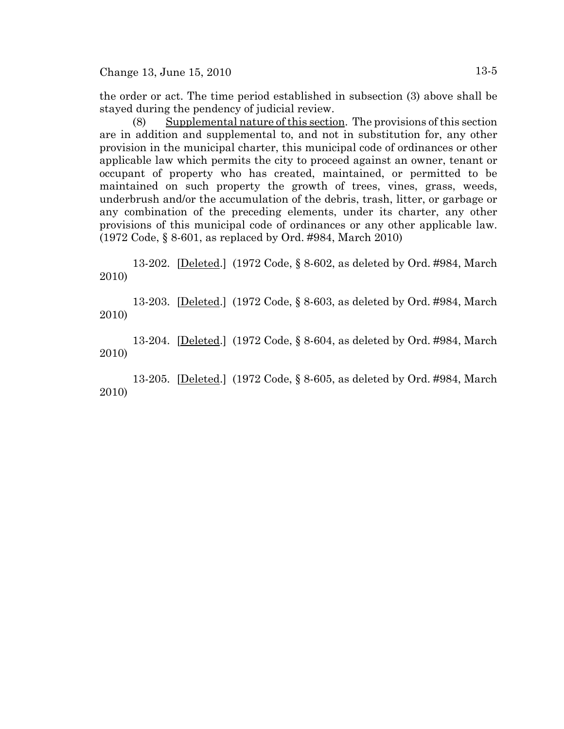the order or act. The time period established in subsection (3) above shall be stayed during the pendency of judicial review.

(8) Supplemental nature of this section. The provisions of this section are in addition and supplemental to, and not in substitution for, any other provision in the municipal charter, this municipal code of ordinances or other applicable law which permits the city to proceed against an owner, tenant or occupant of property who has created, maintained, or permitted to be maintained on such property the growth of trees, vines, grass, weeds, underbrush and/or the accumulation of the debris, trash, litter, or garbage or any combination of the preceding elements, under its charter, any other provisions of this municipal code of ordinances or any other applicable law. (1972 Code, § 8-601, as replaced by Ord. #984, March 2010)

13-202. [Deleted.] (1972 Code, § 8-602, as deleted by Ord. #984, March 2010)

13-203. [Deleted.] (1972 Code, § 8-603, as deleted by Ord. #984, March 2010)

13-204. [Deleted.] (1972 Code, § 8-604, as deleted by Ord. #984, March 2010)

13-205. [Deleted.] (1972 Code, § 8-605, as deleted by Ord. #984, March 2010)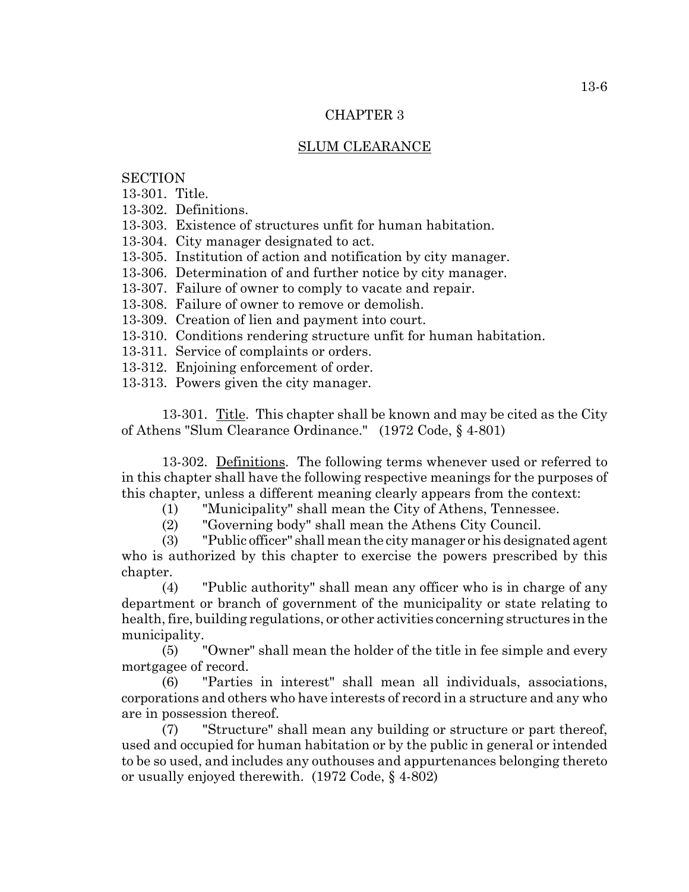# CHAPTER 3

## SLUM CLEARANCE

SECTION
13-301. Title.
13-302. Definitions.
13-303. Existence of structures unfit for human habitation.
13-304. City manager designated to act.
13-305. Institution of action and notification by city manager.
13-306. Determination of and further notice by city manager.
13-307. Failure of owner to comply to vacate and repair.
13-308. Failure of owner to remove or demolish.
13-309. Creation of lien and payment into court.
13-310. Conditions rendering structure unfit for human habitation.
13-311. Service of complaints or orders.
13-312. Enjoining enforcement of order.
13-313. Powers given the city manager.

13-301. Title. This chapter shall be known and may be cited as the City of Athens "Slum Clearance Ordinance." (1972 Code, § 4-801)

13-302. Definitions. The following terms whenever used or referred to in this chapter shall have the following respective meanings for the purposes of this chapter, unless a different meaning clearly appears from the context:

(1) "Municipality" shall mean the City of Athens, Tennessee.

(2) "Governing body" shall mean the Athens City Council.

(3) "Public officer" shall mean the city manager or his designated agent who is authorized by this chapter to exercise the powers prescribed by this chapter.

(4) "Public authority" shall mean any officer who is in charge of any department or branch of government of the municipality or state relating to health, fire, building regulations, or other activities concerning structures in the municipality.

(5) "Owner" shall mean the holder of the title in fee simple and every mortgagee of record.

(6) "Parties in interest" shall mean all individuals, associations, corporations and others who have interests of record in a structure and any who are in possession thereof.

(7) "Structure" shall mean any building or structure or part thereof, used and occupied for human habitation or by the public in general or intended to be so used, and includes any outhouses and appurtenances belonging thereto or usually enjoyed therewith. (1972 Code, § 4-802)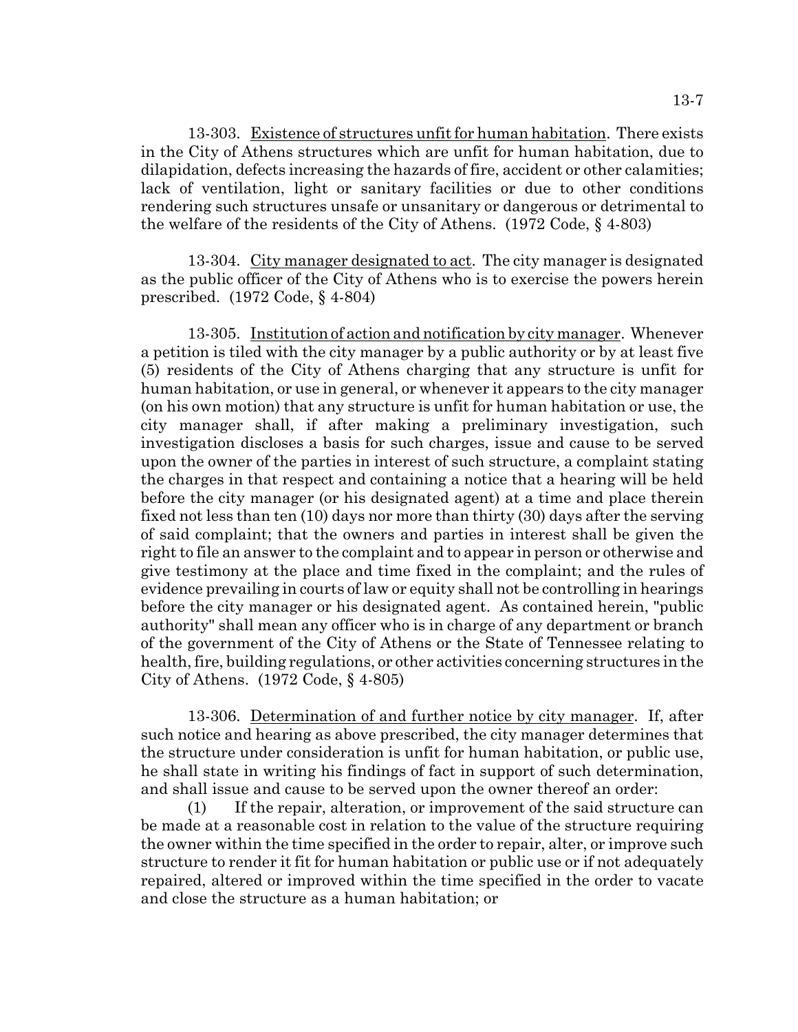13-303. Existence of structures unfit for human habitation. There exists in the City of Athens structures which are unfit for human habitation, due to dilapidation, defects increasing the hazards of fire, accident or other calamities; lack of ventilation, light or sanitary facilities or due to other conditions rendering such structures unsafe or unsanitary or dangerous or detrimental to the welfare of the residents of the City of Athens. (1972 Code, § 4-803)

13-304. City manager designated to act. The city manager is designated as the public officer of the City of Athens who is to exercise the powers herein prescribed. (1972 Code, § 4-804)

13-305. Institution of action and notification by city manager. Whenever a petition is tiled with the city manager by a public authority or by at least five (5) residents of the City of Athens charging that any structure is unfit for human habitation, or use in general, or whenever it appears to the city manager (on his own motion) that any structure is unfit for human habitation or use, the city manager shall, if after making a preliminary investigation, such investigation discloses a basis for such charges, issue and cause to be served upon the owner of the parties in interest of such structure, a complaint stating the charges in that respect and containing a notice that a hearing will be held before the city manager (or his designated agent) at a time and place therein fixed not less than ten (10) days nor more than thirty (30) days after the serving of said complaint; that the owners and parties in interest shall be given the right to file an answer to the complaint and to appear in person or otherwise and give testimony at the place and time fixed in the complaint; and the rules of evidence prevailing in courts of law or equity shall not be controlling in hearings before the city manager or his designated agent. As contained herein, "public authority" shall mean any officer who is in charge of any department or branch of the government of the City of Athens or the State of Tennessee relating to health, fire, building regulations, or other activities concerning structures in the City of Athens. (1972 Code, § 4-805)

13-306. Determination of and further notice by city manager. If, after such notice and hearing as above prescribed, the city manager determines that the structure under consideration is unfit for human habitation, or public use, he shall state in writing his findings of fact in support of such determination, and shall issue and cause to be served upon the owner thereof an order:

(1) If the repair, alteration, or improvement of the said structure can be made at a reasonable cost in relation to the value of the structure requiring the owner within the time specified in the order to repair, alter, or improve such structure to render it fit for human habitation or public use or if not adequately repaired, altered or improved within the time specified in the order to vacate and close the structure as a human habitation; or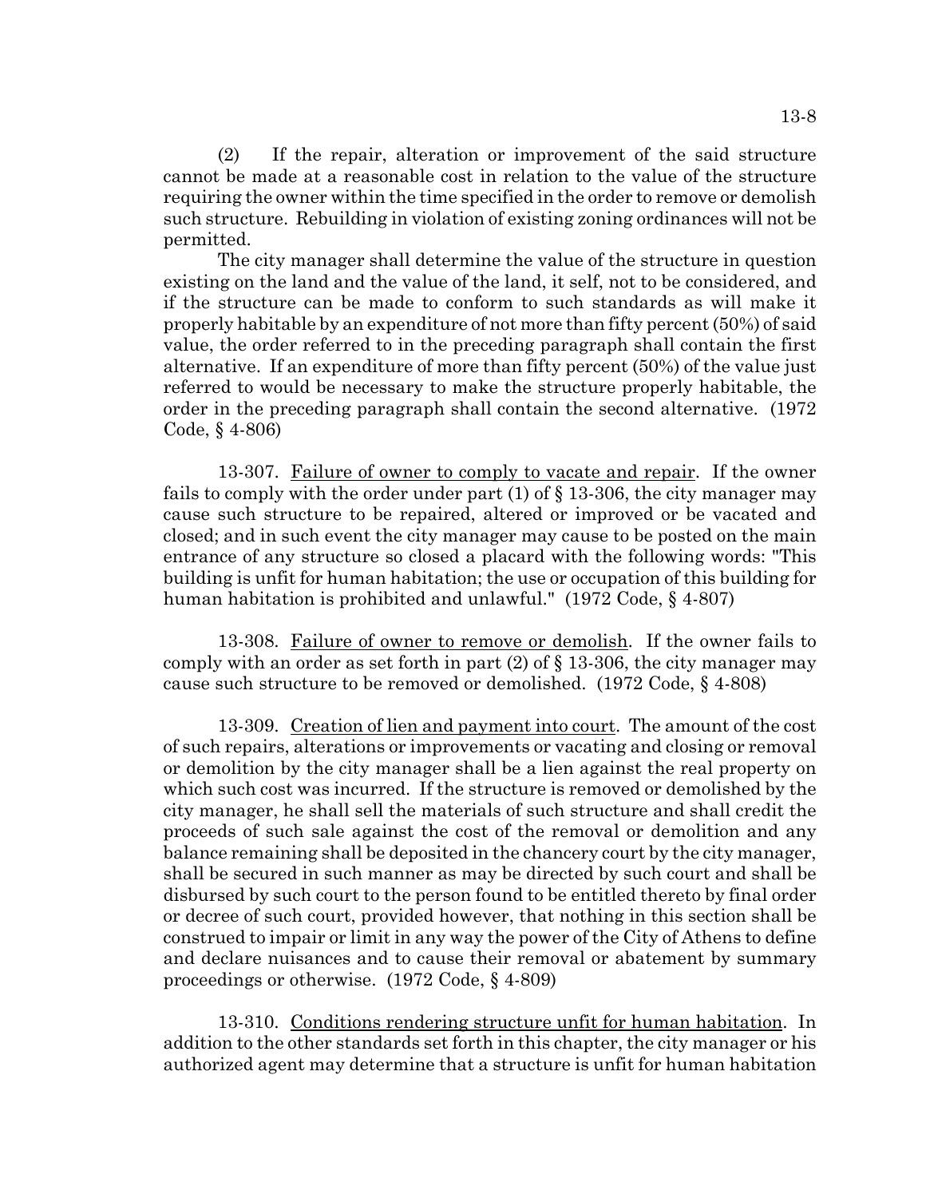(2) If the repair, alteration or improvement of the said structure cannot be made at a reasonable cost in relation to the value of the structure requiring the owner within the time specified in the order to remove or demolish such structure. Rebuilding in violation of existing zoning ordinances will not be permitted.

The city manager shall determine the value of the structure in question existing on the land and the value of the land, it self, not to be considered, and if the structure can be made to conform to such standards as will make it properly habitable by an expenditure of not more than fifty percent (50%) of said value, the order referred to in the preceding paragraph shall contain the first alternative. If an expenditure of more than fifty percent (50%) of the value just referred to would be necessary to make the structure properly habitable, the order in the preceding paragraph shall contain the second alternative. (1972 Code, § 4-806)

13-307. Failure of owner to comply to vacate and repair. If the owner fails to comply with the order under part (1) of § 13-306, the city manager may cause such structure to be repaired, altered or improved or be vacated and closed; and in such event the city manager may cause to be posted on the main entrance of any structure so closed a placard with the following words: "This building is unfit for human habitation; the use or occupation of this building for human habitation is prohibited and unlawful." (1972 Code, § 4-807)

13-308. Failure of owner to remove or demolish. If the owner fails to comply with an order as set forth in part (2) of § 13-306, the city manager may cause such structure to be removed or demolished. (1972 Code, § 4-808)

13-309. Creation of lien and payment into court. The amount of the cost of such repairs, alterations or improvements or vacating and closing or removal or demolition by the city manager shall be a lien against the real property on which such cost was incurred. If the structure is removed or demolished by the city manager, he shall sell the materials of such structure and shall credit the proceeds of such sale against the cost of the removal or demolition and any balance remaining shall be deposited in the chancery court by the city manager, shall be secured in such manner as may be directed by such court and shall be disbursed by such court to the person found to be entitled thereto by final order or decree of such court, provided however, that nothing in this section shall be construed to impair or limit in any way the power of the City of Athens to define and declare nuisances and to cause their removal or abatement by summary proceedings or otherwise. (1972 Code, § 4-809)

13-310. Conditions rendering structure unfit for human habitation. In addition to the other standards set forth in this chapter, the city manager or his authorized agent may determine that a structure is unfit for human habitation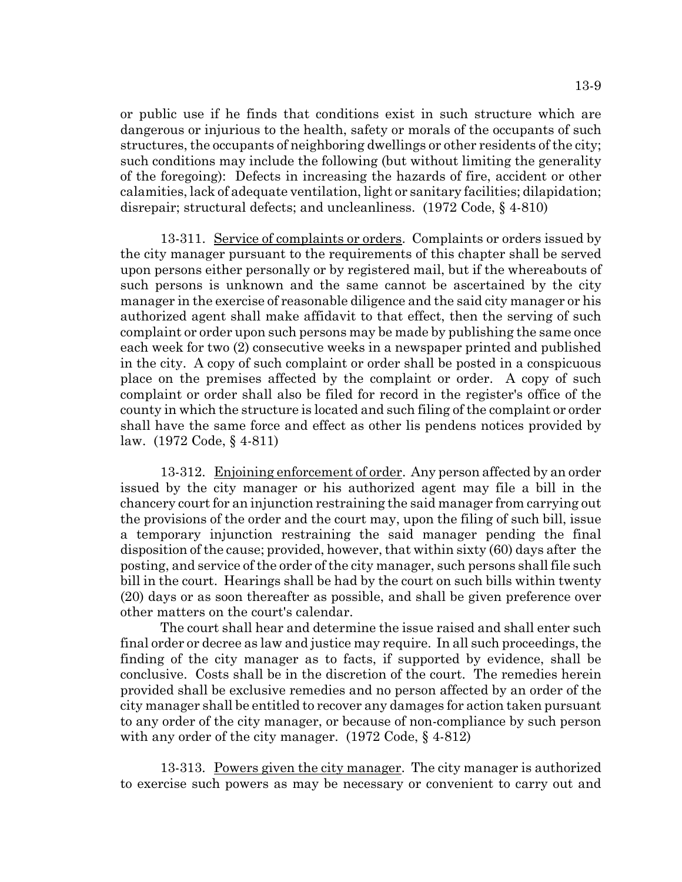or public use if he finds that conditions exist in such structure which are dangerous or injurious to the health, safety or morals of the occupants of such structures, the occupants of neighboring dwellings or other residents of the city; such conditions may include the following (but without limiting the generality of the foregoing): Defects in increasing the hazards of fire, accident or other calamities, lack of adequate ventilation, light or sanitary facilities; dilapidation; disrepair; structural defects; and uncleanliness. (1972 Code, § 4-810)

13-311. Service of complaints or orders. Complaints or orders issued by the city manager pursuant to the requirements of this chapter shall be served upon persons either personally or by registered mail, but if the whereabouts of such persons is unknown and the same cannot be ascertained by the city manager in the exercise of reasonable diligence and the said city manager or his authorized agent shall make affidavit to that effect, then the serving of such complaint or order upon such persons may be made by publishing the same once each week for two (2) consecutive weeks in a newspaper printed and published in the city. A copy of such complaint or order shall be posted in a conspicuous place on the premises affected by the complaint or order. A copy of such complaint or order shall also be filed for record in the register's office of the county in which the structure is located and such filing of the complaint or order shall have the same force and effect as other lis pendens notices provided by law. (1972 Code, § 4-811)

13-312. Enjoining enforcement of order. Any person affected by an order issued by the city manager or his authorized agent may file a bill in the chancery court for an injunction restraining the said manager from carrying out the provisions of the order and the court may, upon the filing of such bill, issue a temporary injunction restraining the said manager pending the final disposition of the cause; provided, however, that within sixty (60) days after the posting, and service of the order of the city manager, such persons shall file such bill in the court. Hearings shall be had by the court on such bills within twenty (20) days or as soon thereafter as possible, and shall be given preference over other matters on the court's calendar.

The court shall hear and determine the issue raised and shall enter such final order or decree as law and justice may require. In all such proceedings, the finding of the city manager as to facts, if supported by evidence, shall be conclusive. Costs shall be in the discretion of the court. The remedies herein provided shall be exclusive remedies and no person affected by an order of the city manager shall be entitled to recover any damages for action taken pursuant to any order of the city manager, or because of non-compliance by such person with any order of the city manager. (1972 Code, § 4-812)

13-313. Powers given the city manager. The city manager is authorized to exercise such powers as may be necessary or convenient to carry out and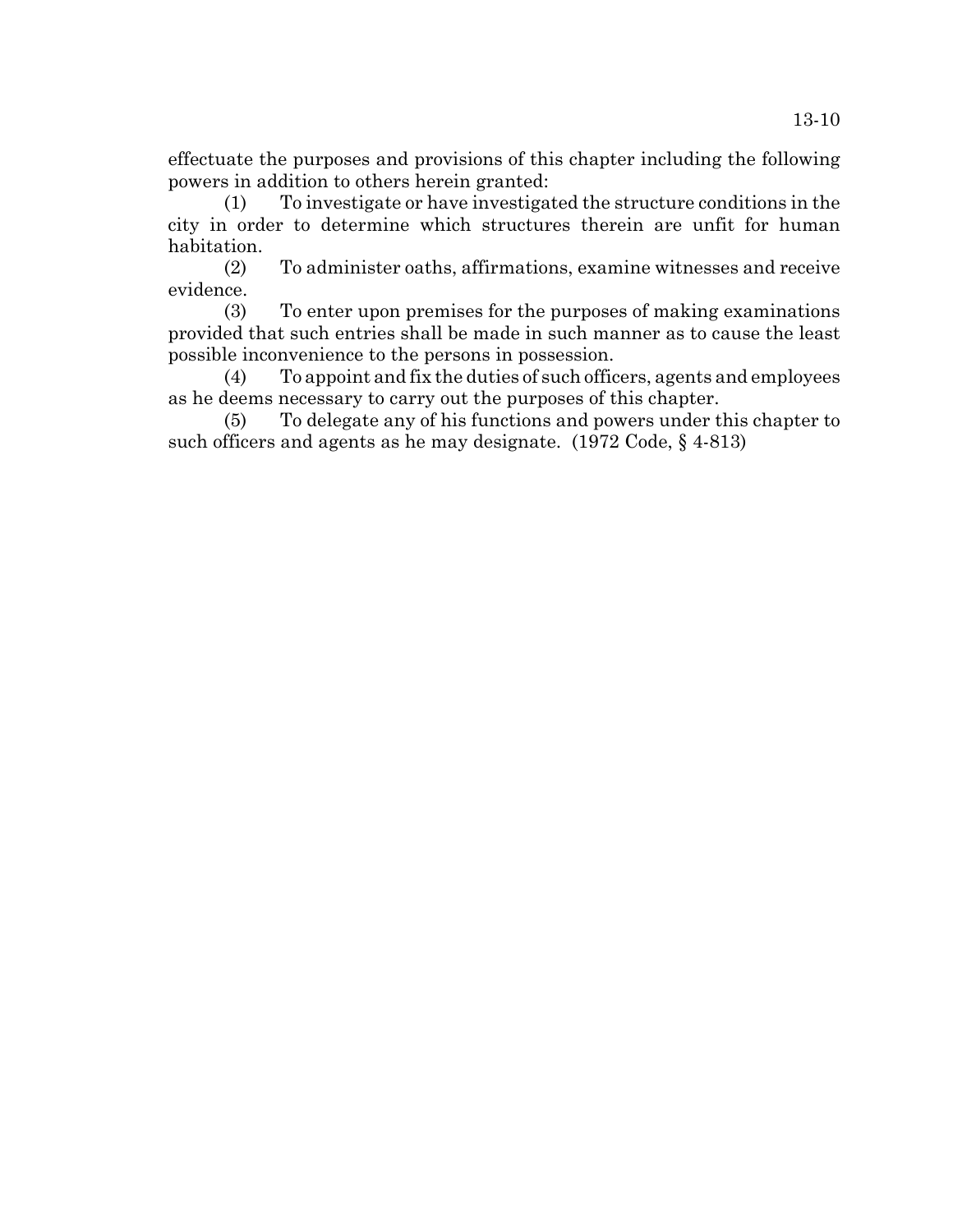effectuate the purposes and provisions of this chapter including the following powers in addition to others herein granted:

(1) To investigate or have investigated the structure conditions in the city in order to determine which structures therein are unfit for human habitation.

(2) To administer oaths, affirmations, examine witnesses and receive evidence.

(3) To enter upon premises for the purposes of making examinations provided that such entries shall be made in such manner as to cause the least possible inconvenience to the persons in possession.

(4) To appoint and fix the duties of such officers, agents and employees as he deems necessary to carry out the purposes of this chapter.

(5) To delegate any of his functions and powers under this chapter to such officers and agents as he may designate. (1972 Code, § 4-813)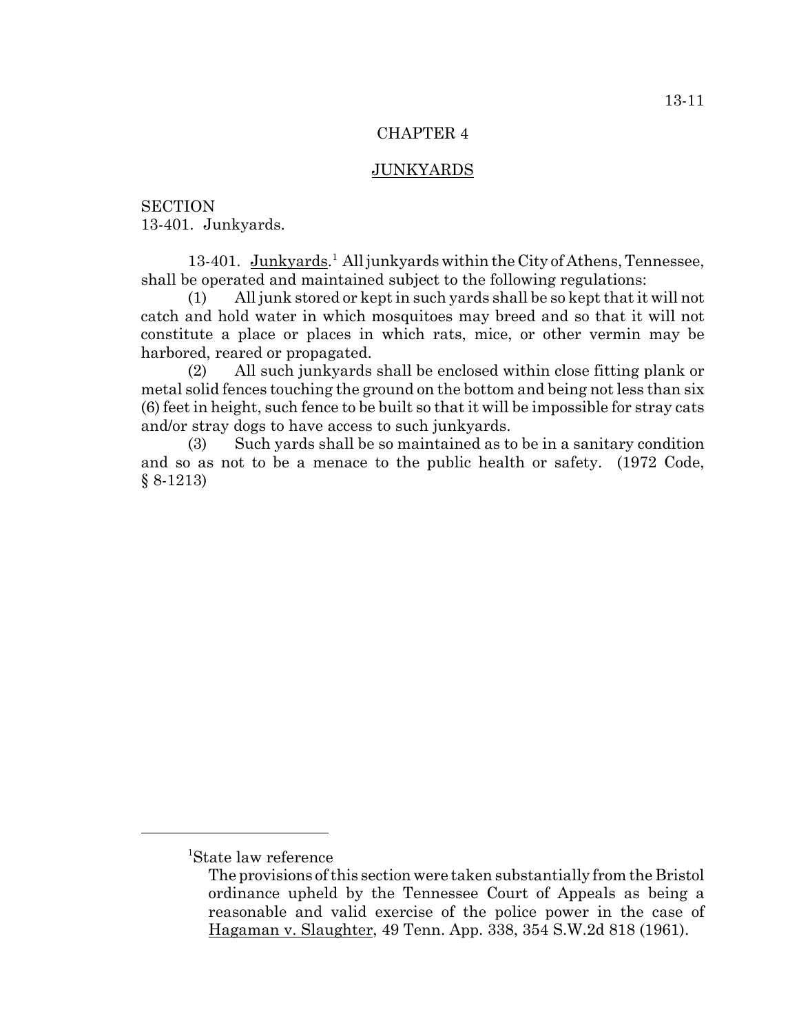# CHAPTER 4

## JUNKYARDS

SECTION
13-401. Junkyards.

13-401. Junkyards.[1] All junkyards within the City of Athens, Tennessee, shall be operated and maintained subject to the following regulations:

(1) All junk stored or kept in such yards shall be so kept that it will not catch and hold water in which mosquitoes may breed and so that it will not constitute a place or places in which rats, mice, or other vermin may be harbored, reared or propagated.

(2) All such junkyards shall be enclosed within close fitting plank or metal solid fences touching the ground on the bottom and being not less than six (6) feet in height, such fence to be built so that it will be impossible for stray cats and/or stray dogs to have access to such junkyards.

(3) Such yards shall be so maintained as to be in a sanitary condition and so as not to be a menace to the public health or safety. (1972 Code, § 8-1213)

---

[1]State law reference

The provisions of this section were taken substantially from the Bristol ordinance upheld by the Tennessee Court of Appeals as being a reasonable and valid exercise of the police power in the case of Hagaman v. Slaughter, 49 Tenn. App. 338, 354 S.W.2d 818 (1961).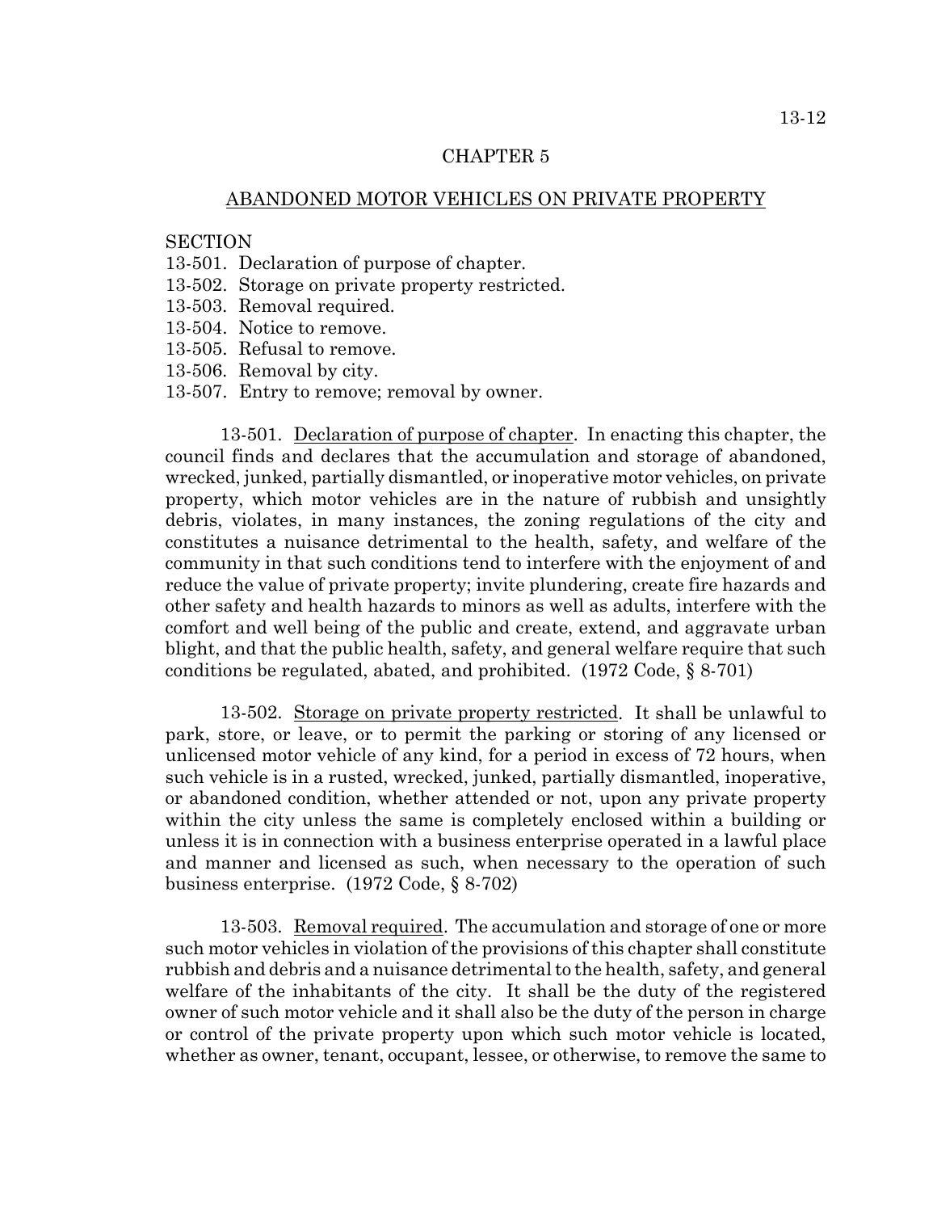# CHAPTER 5

## ABANDONED MOTOR VEHICLES ON PRIVATE PROPERTY

SECTION
13-501. Declaration of purpose of chapter.
13-502. Storage on private property restricted.
13-503. Removal required.
13-504. Notice to remove.
13-505. Refusal to remove.
13-506. Removal by city.
13-507. Entry to remove; removal by owner.

13-501. Declaration of purpose of chapter. In enacting this chapter, the council finds and declares that the accumulation and storage of abandoned, wrecked, junked, partially dismantled, or inoperative motor vehicles, on private property, which motor vehicles are in the nature of rubbish and unsightly debris, violates, in many instances, the zoning regulations of the city and constitutes a nuisance detrimental to the health, safety, and welfare of the community in that such conditions tend to interfere with the enjoyment of and reduce the value of private property; invite plundering, create fire hazards and other safety and health hazards to minors as well as adults, interfere with the comfort and well being of the public and create, extend, and aggravate urban blight, and that the public health, safety, and general welfare require that such conditions be regulated, abated, and prohibited. (1972 Code, § 8-701)

13-502. Storage on private property restricted. It shall be unlawful to park, store, or leave, or to permit the parking or storing of any licensed or unlicensed motor vehicle of any kind, for a period in excess of 72 hours, when such vehicle is in a rusted, wrecked, junked, partially dismantled, inoperative, or abandoned condition, whether attended or not, upon any private property within the city unless the same is completely enclosed within a building or unless it is in connection with a business enterprise operated in a lawful place and manner and licensed as such, when necessary to the operation of such business enterprise. (1972 Code, § 8-702)

13-503. Removal required. The accumulation and storage of one or more such motor vehicles in violation of the provisions of this chapter shall constitute rubbish and debris and a nuisance detrimental to the health, safety, and general welfare of the inhabitants of the city. It shall be the duty of the registered owner of such motor vehicle and it shall also be the duty of the person in charge or control of the private property upon which such motor vehicle is located, whether as owner, tenant, occupant, lessee, or otherwise, to remove the same to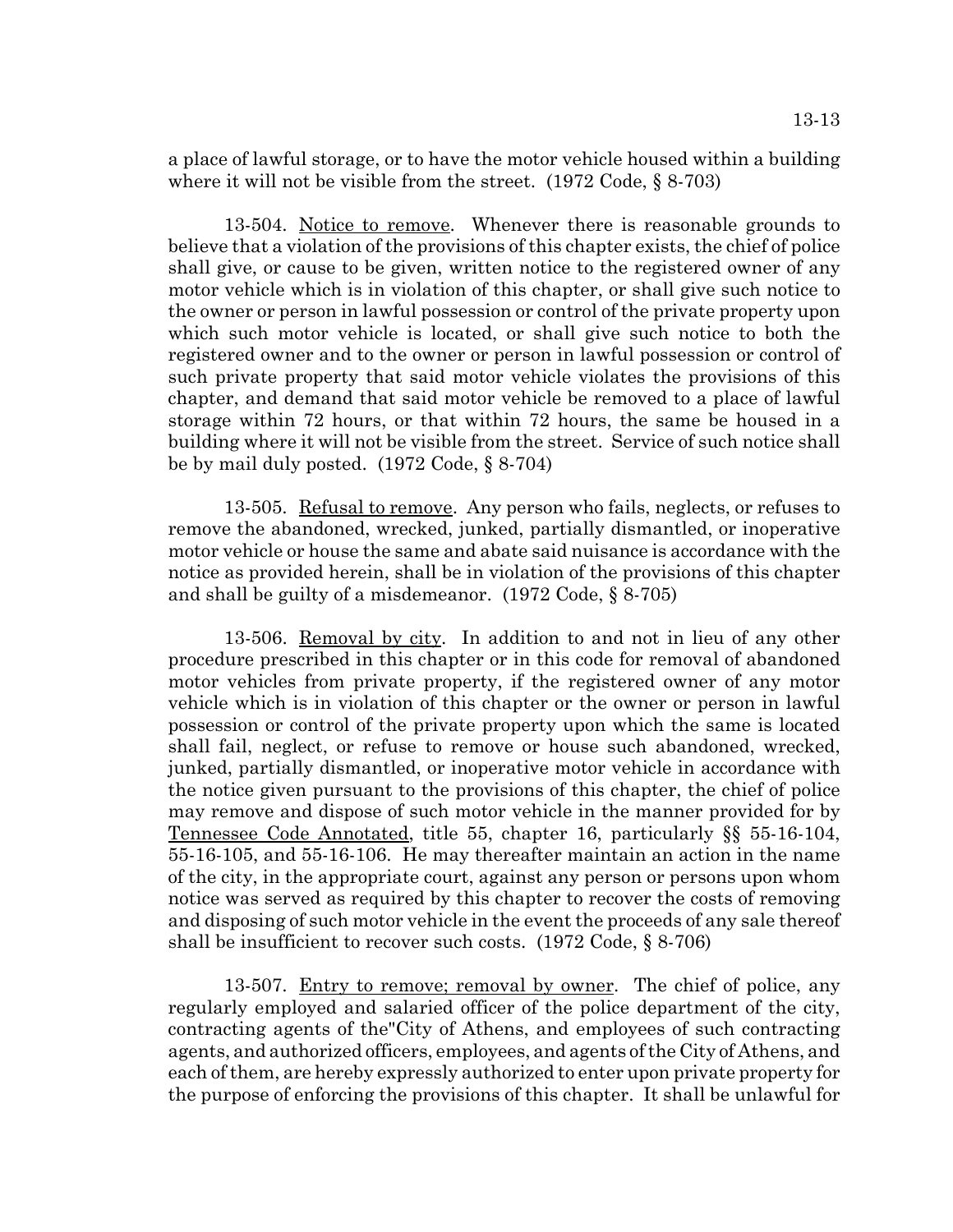a place of lawful storage, or to have the motor vehicle housed within a building where it will not be visible from the street. (1972 Code, § 8-703)

13-504. Notice to remove. Whenever there is reasonable grounds to believe that a violation of the provisions of this chapter exists, the chief of police shall give, or cause to be given, written notice to the registered owner of any motor vehicle which is in violation of this chapter, or shall give such notice to the owner or person in lawful possession or control of the private property upon which such motor vehicle is located, or shall give such notice to both the registered owner and to the owner or person in lawful possession or control of such private property that said motor vehicle violates the provisions of this chapter, and demand that said motor vehicle be removed to a place of lawful storage within 72 hours, or that within 72 hours, the same be housed in a building where it will not be visible from the street. Service of such notice shall be by mail duly posted. (1972 Code, § 8-704)

13-505. Refusal to remove. Any person who fails, neglects, or refuses to remove the abandoned, wrecked, junked, partially dismantled, or inoperative motor vehicle or house the same and abate said nuisance is accordance with the notice as provided herein, shall be in violation of the provisions of this chapter and shall be guilty of a misdemeanor. (1972 Code, § 8-705)

13-506. Removal by city. In addition to and not in lieu of any other procedure prescribed in this chapter or in this code for removal of abandoned motor vehicles from private property, if the registered owner of any motor vehicle which is in violation of this chapter or the owner or person in lawful possession or control of the private property upon which the same is located shall fail, neglect, or refuse to remove or house such abandoned, wrecked, junked, partially dismantled, or inoperative motor vehicle in accordance with the notice given pursuant to the provisions of this chapter, the chief of police may remove and dispose of such motor vehicle in the manner provided for by Tennessee Code Annotated, title 55, chapter 16, particularly §§ 55-16-104, 55-16-105, and 55-16-106. He may thereafter maintain an action in the name of the city, in the appropriate court, against any person or persons upon whom notice was served as required by this chapter to recover the costs of removing and disposing of such motor vehicle in the event the proceeds of any sale thereof shall be insufficient to recover such costs. (1972 Code, § 8-706)

13-507. Entry to remove; removal by owner. The chief of police, any regularly employed and salaried officer of the police department of the city, contracting agents of the"City of Athens, and employees of such contracting agents, and authorized officers, employees, and agents of the City of Athens, and each of them, are hereby expressly authorized to enter upon private property for the purpose of enforcing the provisions of this chapter. It shall be unlawful for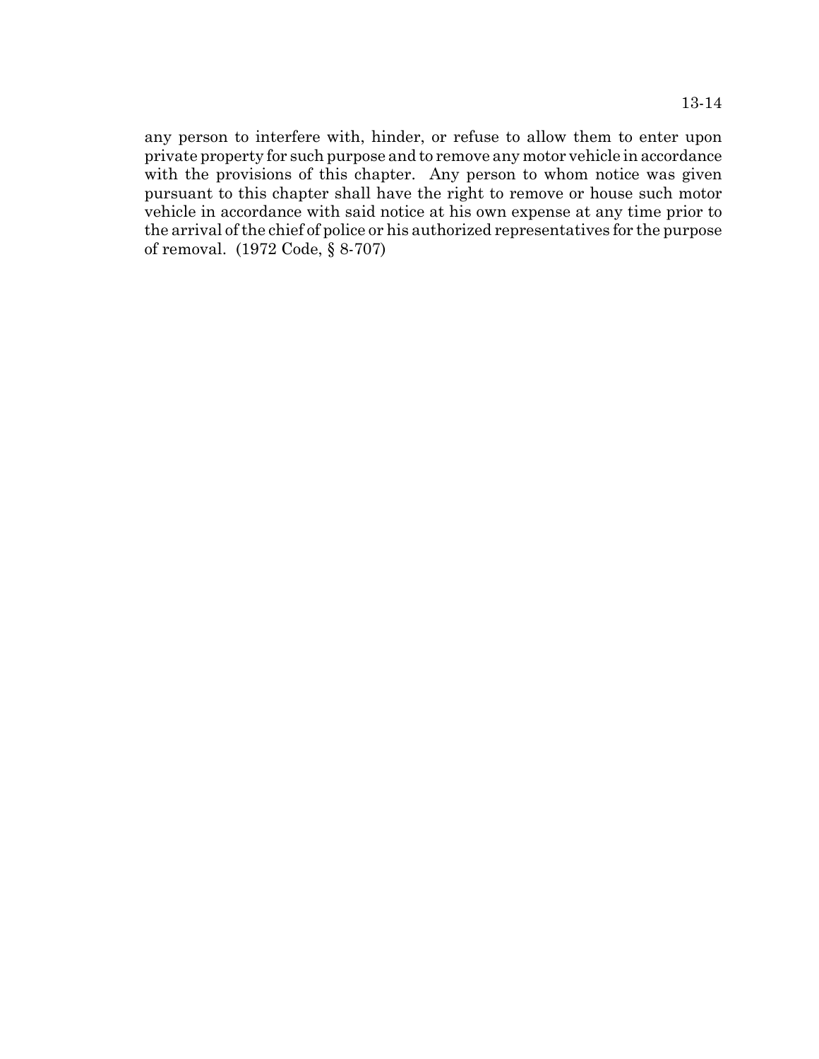any person to interfere with, hinder, or refuse to allow them to enter upon private property for such purpose and to remove any motor vehicle in accordance with the provisions of this chapter. Any person to whom notice was given pursuant to this chapter shall have the right to remove or house such motor vehicle in accordance with said notice at his own expense at any time prior to the arrival of the chief of police or his authorized representatives for the purpose of removal. (1972 Code, § 8-707)